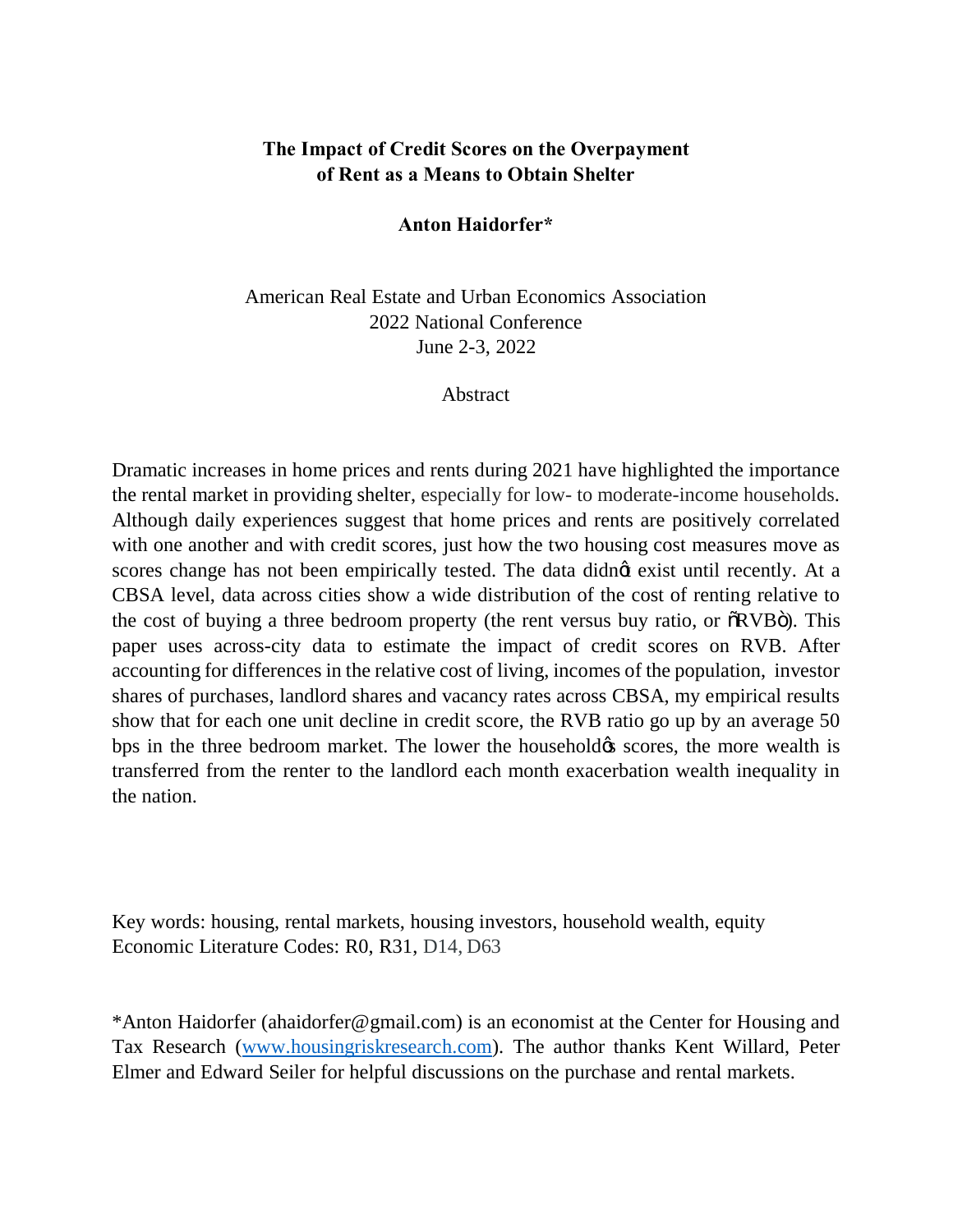**The Impact of Credit Scores on the Overpayment of Rent as a Means to Obtain Shelter**

**Anton Haidorfer***

American Real Estate and Urban Economics Association
2022 National Conference
June 2-3, 2022

Abstract

Dramatic increases in home prices and rents during 2021 have highlighted the importance the rental market in providing shelter, especially for low- to moderate-income households. Although daily experiences suggest that home prices and rents are positively correlated with one another and with credit scores, just how the two housing cost measures move as scores change has not been empirically tested. The data didn't exist until recently. At a CBSA level, data across cities show a wide distribution of the cost of renting relative to the cost of buying a three bedroom property (the rent versus buy ratio, or "RVB"). This paper uses across-city data to estimate the impact of credit scores on RVB. After accounting for differences in the relative cost of living, incomes of the population, investor shares of purchases, landlord shares and vacancy rates across CBSA, my empirical results show that for each one unit decline in credit score, the RVB ratio go up by an average 50 bps in the three bedroom market. The lower the household's scores, the more wealth is transferred from the renter to the landlord each month exacerbation wealth inequality in the nation.

Key words: housing, rental markets, housing investors, household wealth, equity
Economic Literature Codes: R0, R31, D14, D63

*Anton Haidorfer (ahaidorfer@gmail.com) is an economist at the Center for Housing and Tax Research (www.housingriskresearch.com). The author thanks Kent Willard, Peter Elmer and Edward Seiler for helpful discussions on the purchase and rental markets.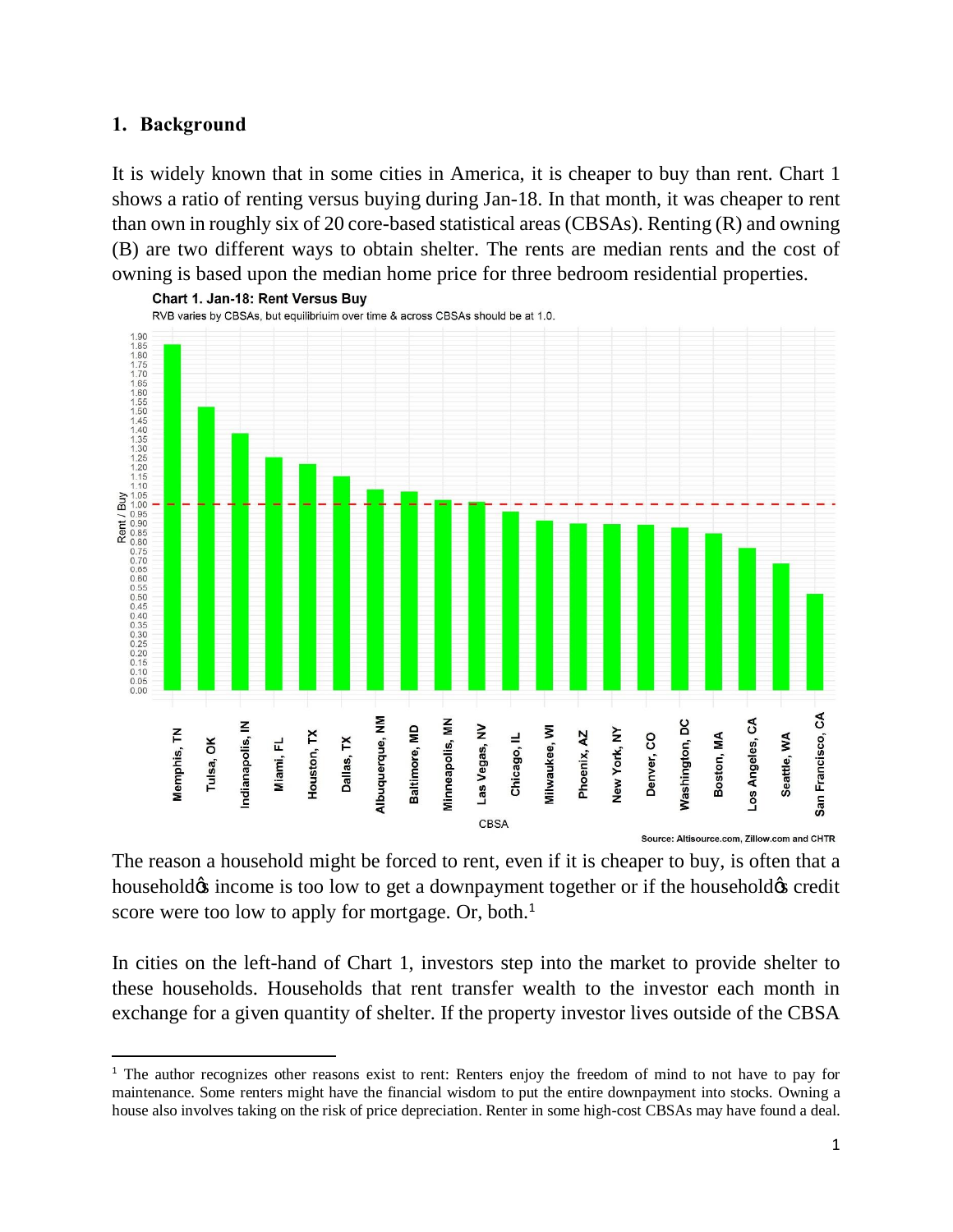## 1. Background

It is widely known that in some cities in America, it is cheaper to buy than rent. Chart 1 shows a ratio of renting versus buying during Jan-18. In that month, it was cheaper to rent than own in roughly six of 20 core-based statistical areas (CBSAs). Renting (R) and owning (B) are two different ways to obtain shelter. The rents are median rents and the cost of owning is based upon the median home price for three bedroom residential properties.

**Chart 1. Jan-18: Rent Versus Buy**

RVB varies by CBSAs, but equilibriuim over time & across CBSAs should be at 1.0.

Rent / Buy

1.90
1.85
1.80
1.75
1.70
1.65
1.60
1.55
1.50
1.45
1.40
1.35
1.30
1.25
1.20
1.15
1.10
1.05
1.00
0.95
0.90
0.85
0.80
0.75
0.70
0.65
0.60
0.55
0.50
0.45
0.40
0.35
0.30
0.25
0.20
0.15
0.10
0.05
0.00

Memphis, TN
Tulsa, OK
Indianapolis, IN
Miami, FL
Houston, TX
Dallas, TX
Albuquerque, NM
Baltimore, MD
Minneapolis, MN
Las Vegas, NV
Chicago, IL
Milwaukee, WI
Phoenix, AZ
New York, NY
Denver, CO
Washington, DC
Boston, MA
Los Angeles, CA
Seattle, WA
San Francisco, CA

CBSA

Source: Altisource.com, Zillow.com and CHTR

The reason a household might be forced to rent, even if it is cheaper to buy, is often that a householdøs income is too low to get a downpayment together or if the householdøs credit score were too low to apply for mortgage. Or, both.[1]

In cities on the left-hand of Chart 1, investors step into the market to provide shelter to these households. Households that rent transfer wealth to the investor each month in exchange for a given quantity of shelter. If the property investor lives outside of the CBSA

[1] The author recognizes other reasons exist to rent: Renters enjoy the freedom of mind to not have to pay for maintenance. Some renters might have the financial wisdom to put the entire downpayment into stocks. Owning a house also involves taking on the risk of price depreciation. Renter in some high-cost CBSAs may have found a deal.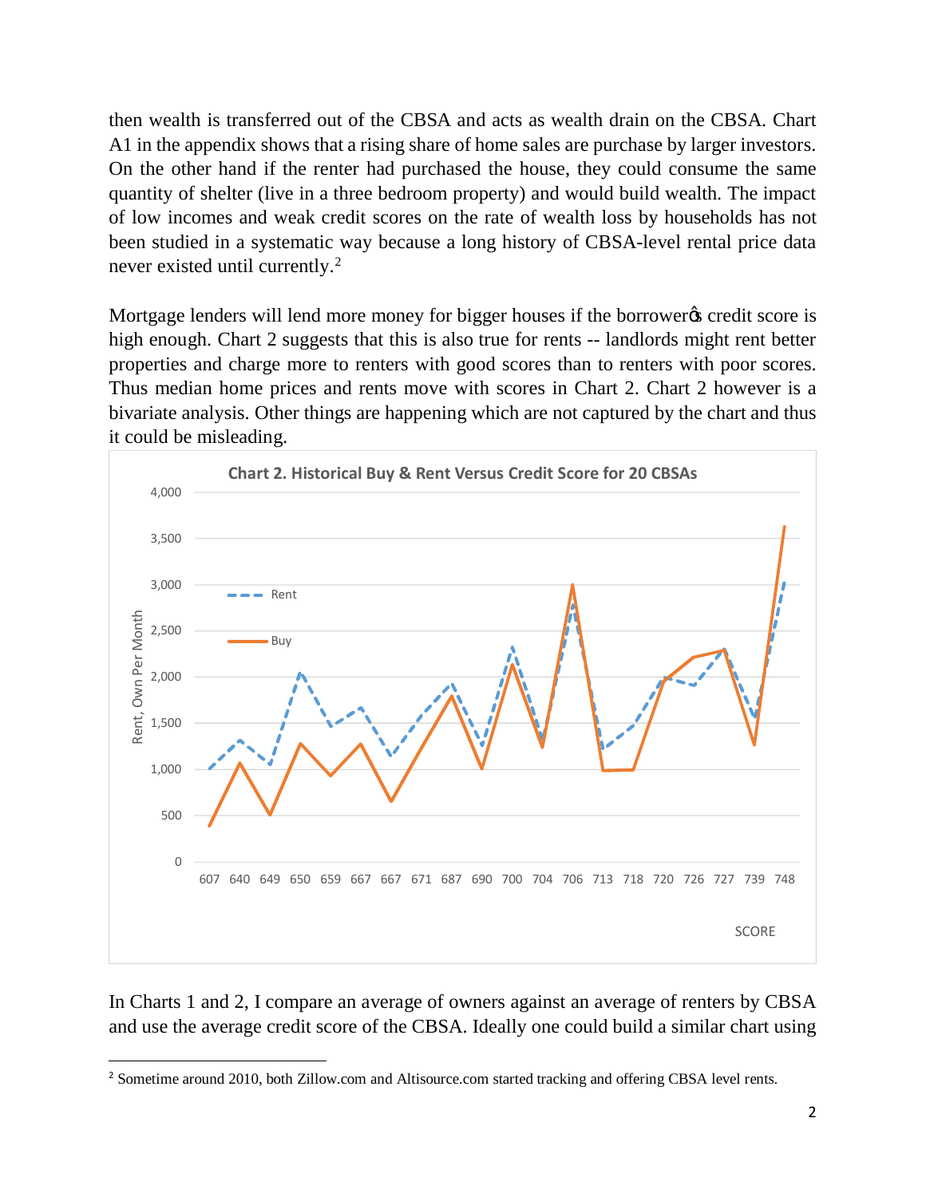then wealth is transferred out of the CBSA and acts as wealth drain on the CBSA. Chart A1 in the appendix shows that a rising share of home sales are purchase by larger investors. On the other hand if the renter had purchased the house, they could consume the same quantity of shelter (live in a three bedroom property) and would build wealth. The impact of low incomes and weak credit scores on the rate of wealth loss by households has not been studied in a systematic way because a long history of CBSA-level rental price data never existed until currently.[2]

Mortgage lenders will lend more money for bigger houses if the borrower's credit score is high enough. Chart 2 suggests that this is also true for rents -- landlords might rent better properties and charge more to renters with good scores than to renters with poor scores. Thus median home prices and rents move with scores in Chart 2. Chart 2 however is a bivariate analysis. Other things are happening which are not captured by the chart and thus it could be misleading.

Chart 2. Historical Buy & Rent Versus Credit Score for 20 CBSAs

Rent, Own Per Month

4,000
3,500
3,000
2,500
2,000
1,500
1,000
500
0

Rent
Buy

607 640 649 650 659 667 667 671 687 690 700 704 706 713 718 720 726 727 739 748

SCORE

In Charts 1 and 2, I compare an average of owners against an average of renters by CBSA and use the average credit score of the CBSA. Ideally one could build a similar chart using

[2] Sometime around 2010, both Zillow.com and Altisource.com started tracking and offering CBSA level rents.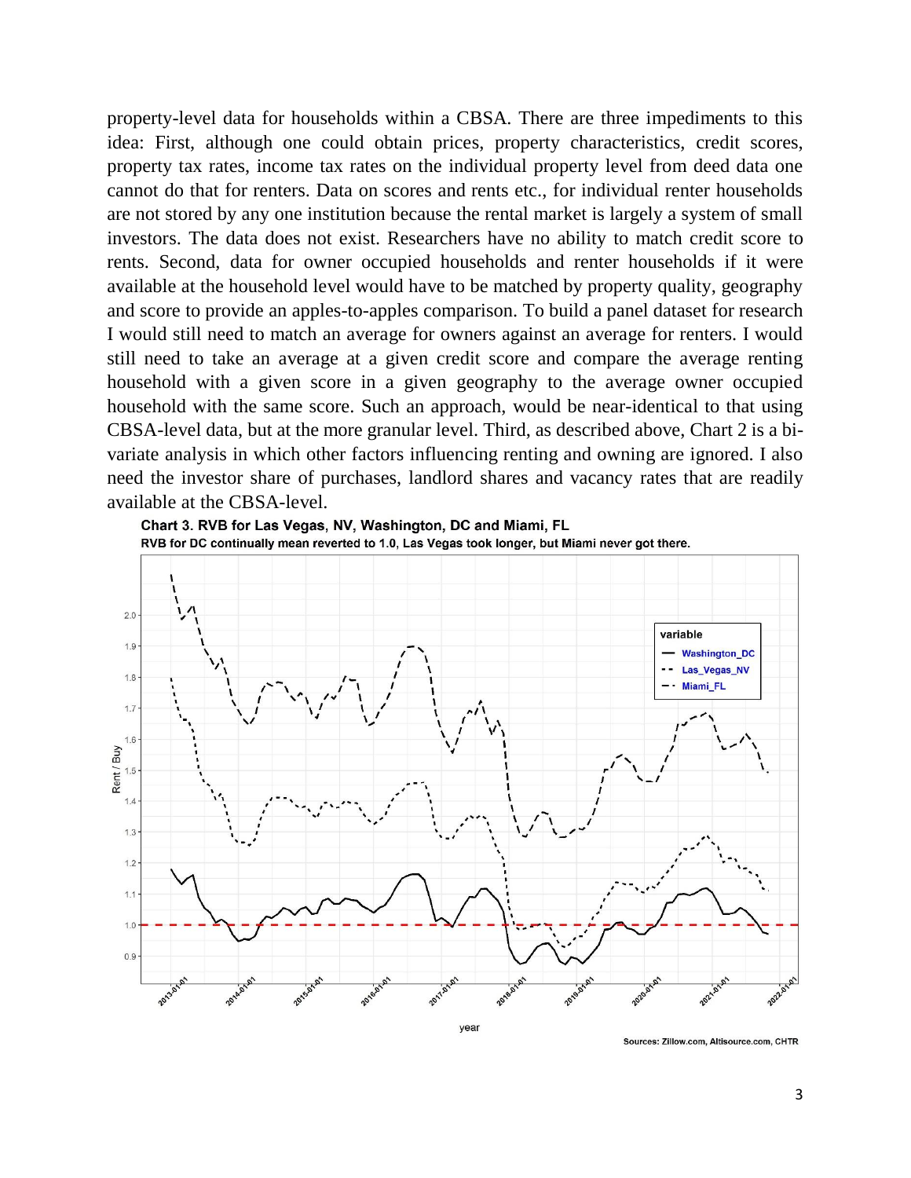property-level data for households within a CBSA. There are three impediments to this idea: First, although one could obtain prices, property characteristics, credit scores, property tax rates, income tax rates on the individual property level from deed data one cannot do that for renters. Data on scores and rents etc., for individual renter households are not stored by any one institution because the rental market is largely a system of small investors. The data does not exist. Researchers have no ability to match credit score to rents. Second, data for owner occupied households and renter households if it were available at the household level would have to be matched by property quality, geography and score to provide an apples-to-apples comparison. To build a panel dataset for research I would still need to match an average for owners against an average for renters. I would still need to take an average at a given credit score and compare the average renting household with a given score in a given geography to the average owner occupied household with the same score. Such an approach, would be near-identical to that using CBSA-level data, but at the more granular level. Third, as described above, Chart 2 is a bi-variate analysis in which other factors influencing renting and owning are ignored. I also need the investor share of purchases, landlord shares and vacancy rates that are readily available at the CBSA-level.

**Chart 3. RVB for Las Vegas, NV, Washington, DC and Miami, FL**

RVB for DC continually mean reverted to 1.0, Las Vegas took longer, but Miami never got there.

Sources: Zillow.com, Altisource.com, CHTR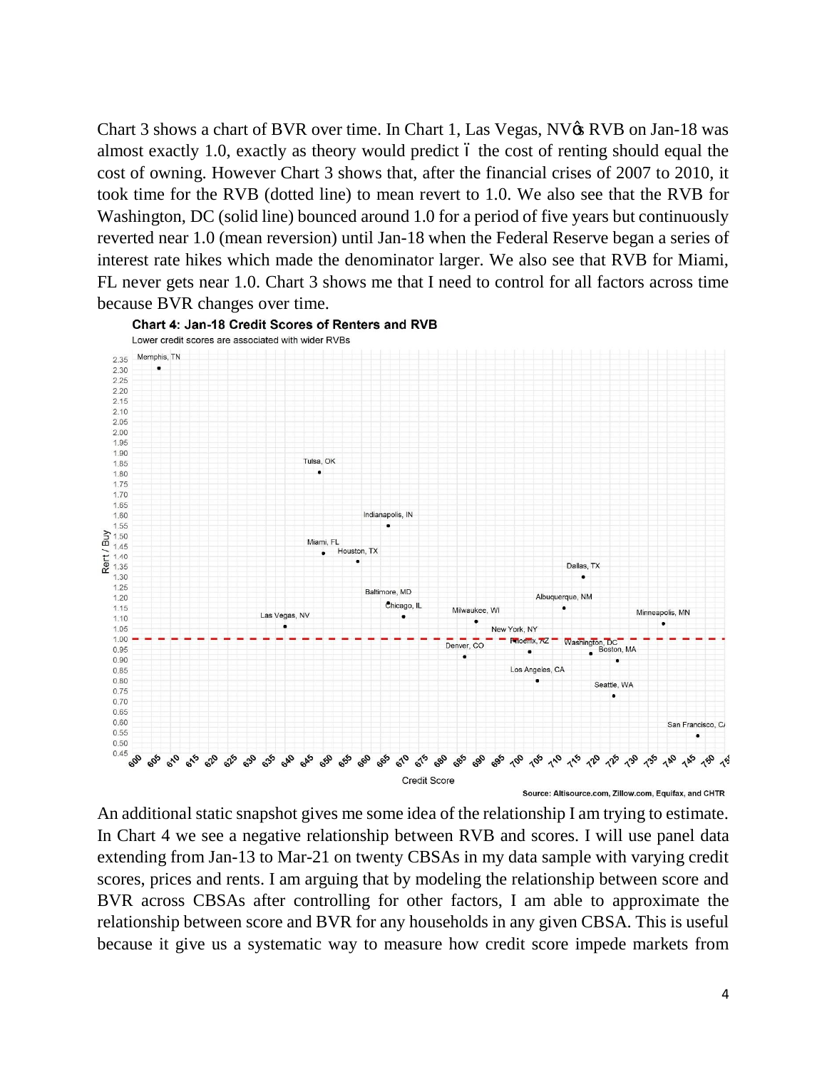Chart 3 shows a chart of BVR over time. In Chart 1, Las Vegas, NV's RVB on Jan-18 was almost exactly 1.0, exactly as theory would predict – the cost of renting should equal the cost of owning. However Chart 3 shows that, after the financial crises of 2007 to 2010, it took time for the RVB (dotted line) to mean revert to 1.0. We also see that the RVB for Washington, DC (solid line) bounced around 1.0 for a period of five years but continuously reverted near 1.0 (mean reversion) until Jan-18 when the Federal Reserve began a series of interest rate hikes which made the denominator larger. We also see that RVB for Miami, FL never gets near 1.0. Chart 3 shows me that I need to control for all factors across time because BVR changes over time.

**Chart 4: Jan-18 Credit Scores of Renters and RVB**

Lower credit scores are associated with wider RVBs

Rent / Buy

Credit Score

Memphis, TN
Tulsa, OK
Indianapolis, IN
Miami, FL
Houston, TX
Dallas, TX
Baltimore, MD
Chicago, IL
Albuquerque, NM
Milwaukee, WI
Minneapolis, MN
Las Vegas, NV
New York, NY
Phoenix, AZ
Washington, DC
Denver, CO
Boston, MA
Los Angeles, CA
Seattle, WA
San Francisco, CA

Source: Altisource.com, Zillow.com, Equifax, and CHTR

An additional static snapshot gives me some idea of the relationship I am trying to estimate. In Chart 4 we see a negative relationship between RVB and scores. I will use panel data extending from Jan-13 to Mar-21 on twenty CBSAs in my data sample with varying credit scores, prices and rents. I am arguing that by modeling the relationship between score and BVR across CBSAs after controlling for other factors, I am able to approximate the relationship between score and BVR for any households in any given CBSA. This is useful because it give us a systematic way to measure how credit score impede markets from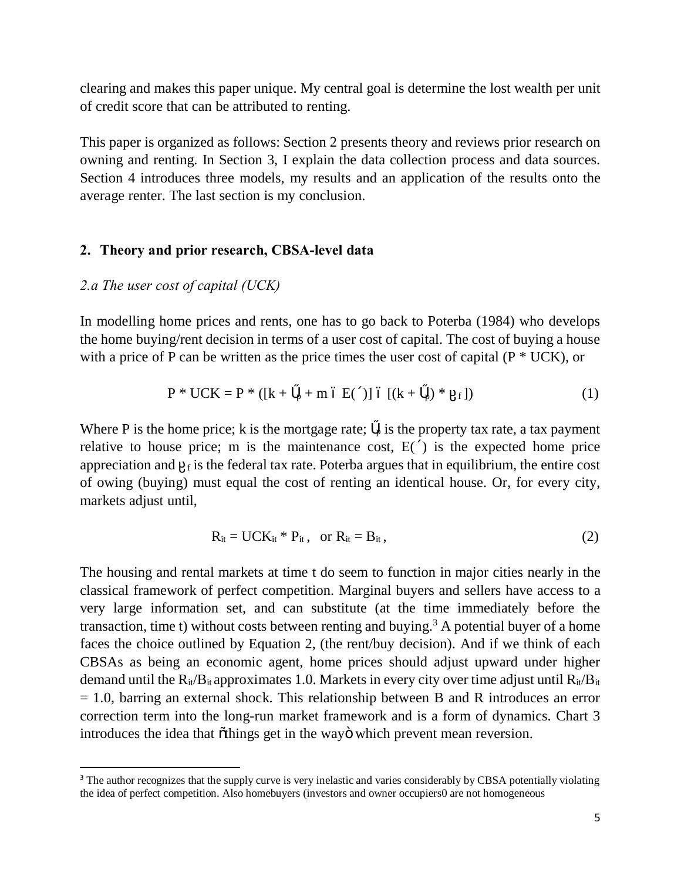clearing and makes this paper unique. My central goal is determine the lost wealth per unit of credit score that can be attributed to renting.

This paper is organized as follows: Section 2 presents theory and reviews prior research on owning and renting. In Section 3, I explain the data collection process and data sources. Section 4 introduces three models, my results and an application of the results onto the average renter. The last section is my conclusion.

## 2. Theory and prior research, CBSA-level data

### *2.a The user cost of capital (UCK)*

In modelling home prices and rents, one has to go back to Poterba (1984) who develops the home buying/rent decision in terms of a user cost of capital. The cost of buying a house with a price of P can be written as the price times the user cost of capital (P * UCK), or

$$P * UCK = P * ([k + \tau_p + m - E(\pi)] - [(k + \tau_p) * \tau_f]) \quad (1)$$

Where P is the home price; k is the mortgage rate; $\tau_p$ is the property tax rate, a tax payment relative to house price; m is the maintenance cost, $E(\pi)$ is the expected home price appreciation and $\tau_f$ is the federal tax rate. Poterba argues that in equilibrium, the entire cost of owing (buying) must equal the cost of renting an identical house. Or, for every city, markets adjust until,

$$R_{it} = UCK_{it} * P_{it}, \quad \text{or } R_{it} = B_{it}, \quad (2)$$

The housing and rental markets at time t do seem to function in major cities nearly in the classical framework of perfect competition. Marginal buyers and sellers have access to a very large information set, and can substitute (at the time immediately before the transaction, time t) without costs between renting and buying.[3] A potential buyer of a home faces the choice outlined by Equation 2, (the rent/buy decision). And if we think of each CBSAs as being an economic agent, home prices should adjust upward under higher demand until the $R_{it}/B_{it}$ approximates 1.0. Markets in every city over time adjust until $R_{it}/B_{it} = 1.0$, barring an external shock. This relationship between B and R introduces an error correction term into the long-run market framework and is a form of dynamics. Chart 3 introduces the idea that "things get in the way" which prevent mean reversion.

[3] The author recognizes that the supply curve is very inelastic and varies considerably by CBSA potentially violating the idea of perfect competition. Also homebuyers (investors and owner occupiers0 are not homogeneous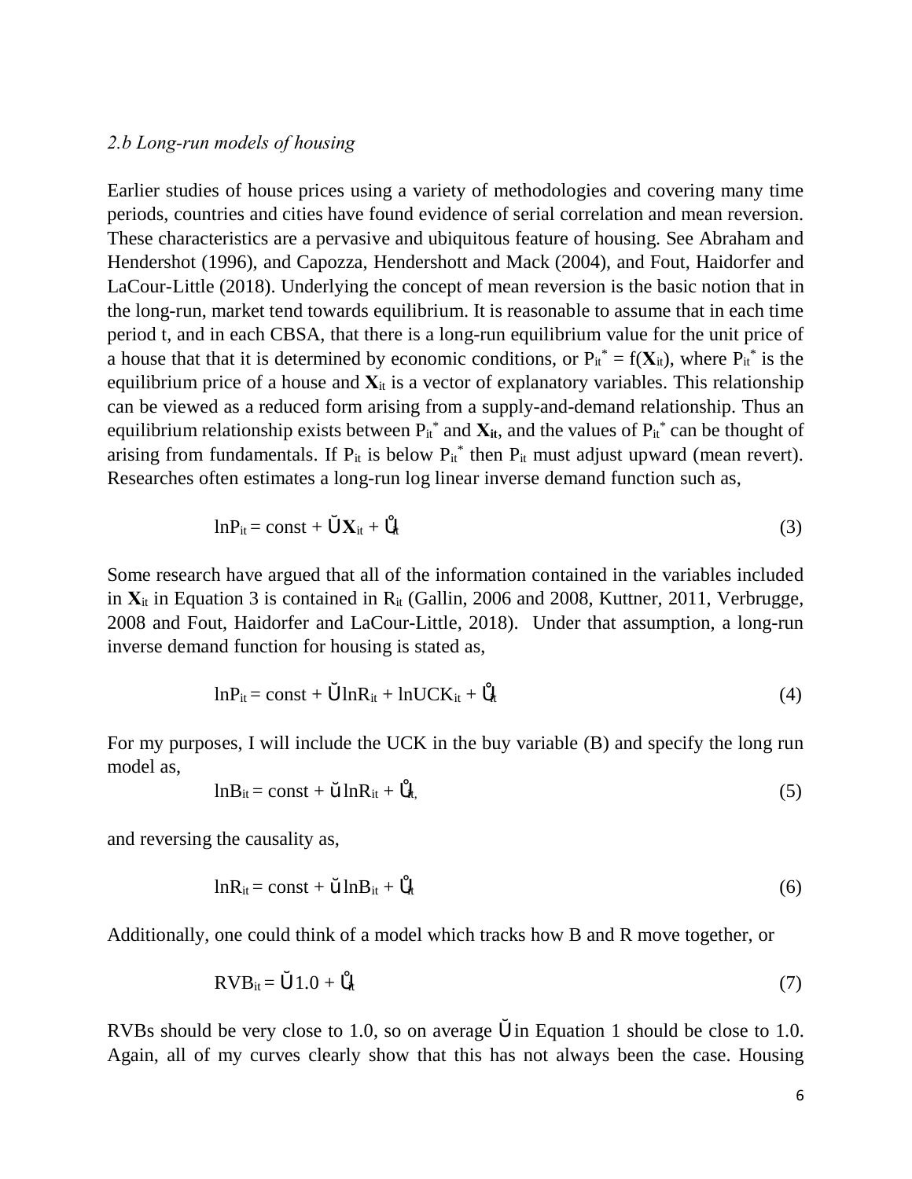*2.b Long-run models of housing*

Earlier studies of house prices using a variety of methodologies and covering many time periods, countries and cities have found evidence of serial correlation and mean reversion. These characteristics are a pervasive and ubiquitous feature of housing. See Abraham and Hendershot (1996), and Capozza, Hendershott and Mack (2004), and Fout, Haidorfer and LaCour-Little (2018). Underlying the concept of mean reversion is the basic notion that in the long-run, market tend towards equilibrium. It is reasonable to assume that in each time period t, and in each CBSA, that there is a long-run equilibrium value for the unit price of a house that that it is determined by economic conditions, or $P_{it}^* = f(\mathbf{X}_{it})$, where $P_{it}^*$ is the equilibrium price of a house and $\mathbf{X}_{it}$ is a vector of explanatory variables. This relationship can be viewed as a reduced form arising from a supply-and-demand relationship. Thus an equilibrium relationship exists between $P_{it}^*$ and $\mathbf{X}_{it}$, and the values of $P_{it}^*$ can be thought of arising from fundamentals. If $P_{it}$ is below $P_{it}^*$ then $P_{it}$ must adjust upward (mean revert). Researches often estimates a long-run log linear inverse demand function such as,

$$\ln P_{it} = \text{const} + \beta \mathbf{X}_{it} + \varepsilon_{it} \tag{3}$$

Some research have argued that all of the information contained in the variables included in $\mathbf{X}_{it}$ in Equation 3 is contained in $R_{it}$ (Gallin, 2006 and 2008, Kuttner, 2011, Verbrugge, 2008 and Fout, Haidorfer and LaCour-Little, 2018). Under that assumption, a long-run inverse demand function for housing is stated as,

$$\ln P_{it} = \text{const} + \beta \ln R_{it} + \ln UCK_{it} + \varepsilon_{it} \tag{4}$$

For my purposes, I will include the UCK in the buy variable (B) and specify the long run model as,

$$\ln B_{it} = \text{const} + \beta \ln R_{it} + \varepsilon_{it}, \tag{5}$$

and reversing the causality as,

$$\ln R_{it} = \text{const} + \beta \ln B_{it} + \varepsilon_{it} \tag{6}$$

Additionally, one could think of a model which tracks how B and R move together, or

$$RVB_{it} = \beta 1.0 + \varepsilon_{it} \tag{7}$$

RVBs should be very close to 1.0, so on average $\beta$ in Equation 1 should be close to 1.0. Again, all of my curves clearly show that this has not always been the case. Housing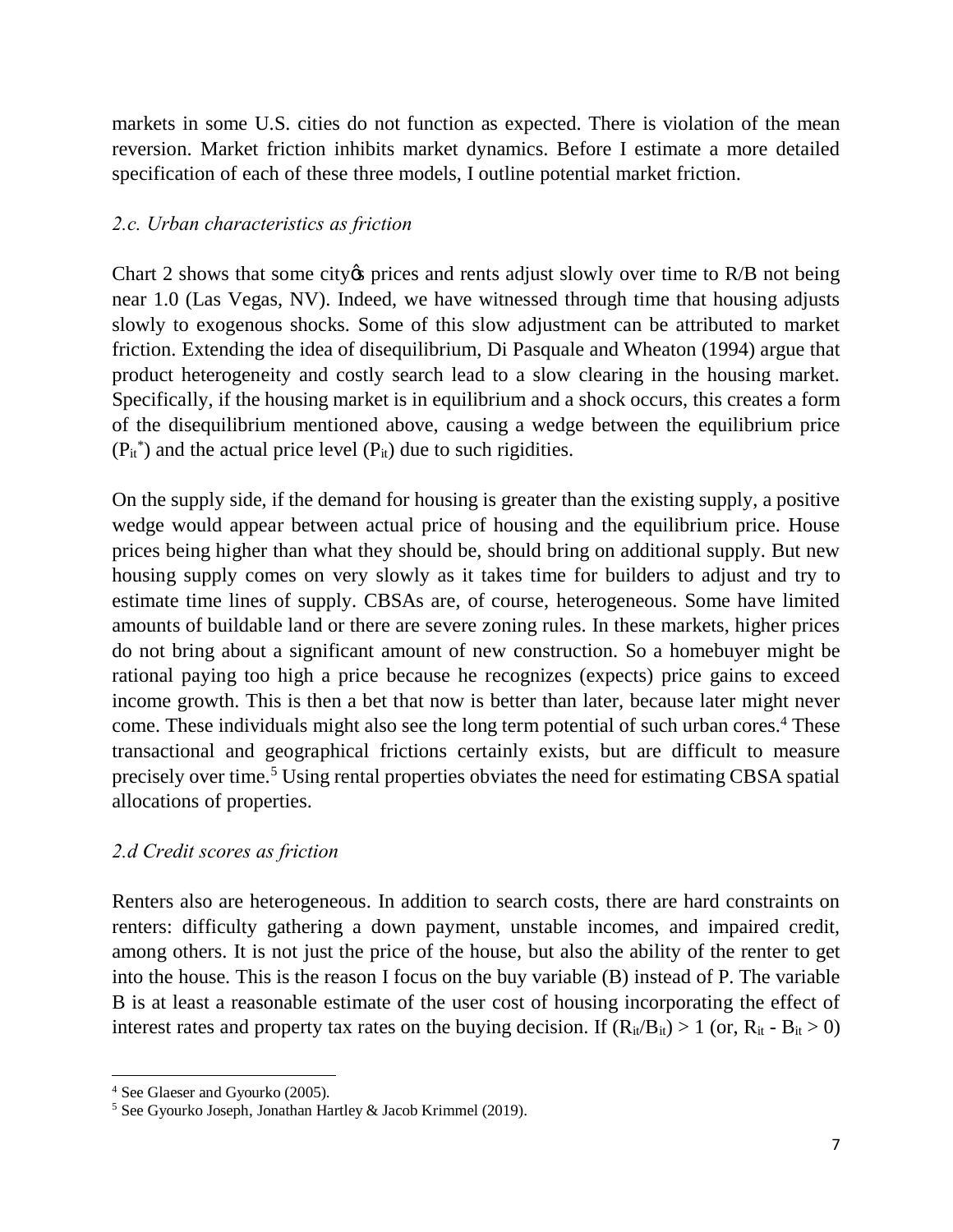markets in some U.S. cities do not function as expected. There is violation of the mean reversion. Market friction inhibits market dynamics. Before I estimate a more detailed specification of each of these three models, I outline potential market friction.

*2.c. Urban characteristics as friction*

Chart 2 shows that some cityǿs prices and rents adjust slowly over time to R/B not being near 1.0 (Las Vegas, NV). Indeed, we have witnessed through time that housing adjusts slowly to exogenous shocks. Some of this slow adjustment can be attributed to market friction. Extending the idea of disequilibrium, Di Pasquale and Wheaton (1994) argue that product heterogeneity and costly search lead to a slow clearing in the housing market. Specifically, if the housing market is in equilibrium and a shock occurs, this creates a form of the disequilibrium mentioned above, causing a wedge between the equilibrium price ($P_{it}^{*}$) and the actual price level ($P_{it}$) due to such rigidities.

On the supply side, if the demand for housing is greater than the existing supply, a positive wedge would appear between actual price of housing and the equilibrium price. House prices being higher than what they should be, should bring on additional supply. But new housing supply comes on very slowly as it takes time for builders to adjust and try to estimate time lines of supply. CBSAs are, of course, heterogeneous. Some have limited amounts of buildable land or there are severe zoning rules. In these markets, higher prices do not bring about a significant amount of new construction. So a homebuyer might be rational paying too high a price because he recognizes (expects) price gains to exceed income growth. This is then a bet that now is better than later, because later might never come. These individuals might also see the long term potential of such urban cores.[4] These transactional and geographical frictions certainly exists, but are difficult to measure precisely over time.[5] Using rental properties obviates the need for estimating CBSA spatial allocations of properties.

*2.d Credit scores as friction*

Renters also are heterogeneous. In addition to search costs, there are hard constraints on renters: difficulty gathering a down payment, unstable incomes, and impaired credit, among others. It is not just the price of the house, but also the ability of the renter to get into the house. This is the reason I focus on the buy variable (B) instead of P. The variable B is at least a reasonable estimate of the user cost of housing incorporating the effect of interest rates and property tax rates on the buying decision. If ($R_{it}/B_{it}$) > 1 (or, $R_{it} - B_{it} > 0$)

---

[4] See Glaeser and Gyourko (2005).

[5] See Gyourko Joseph, Jonathan Hartley & Jacob Krimmel (2019).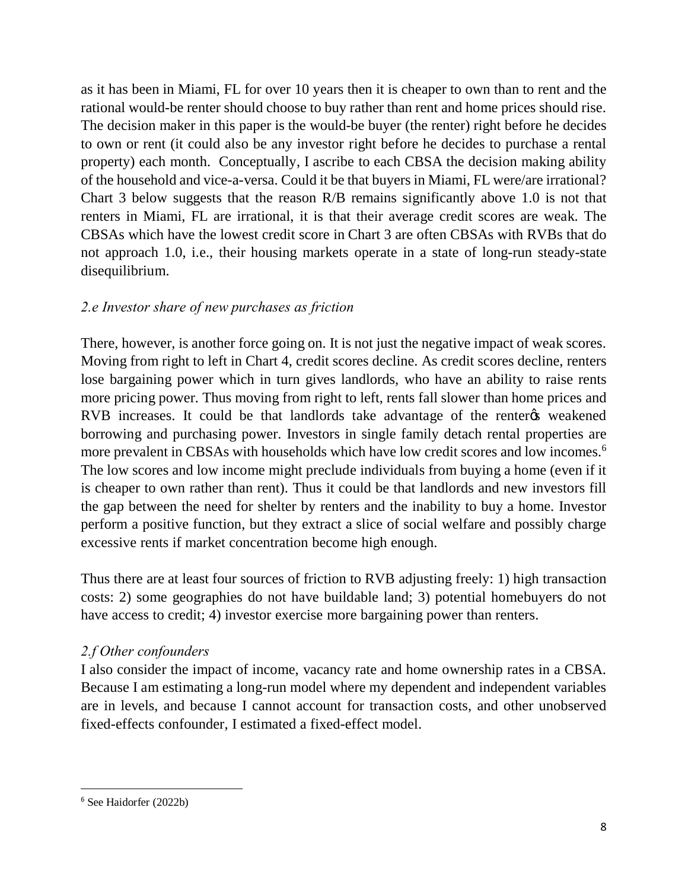as it has been in Miami, FL for over 10 years then it is cheaper to own than to rent and the rational would-be renter should choose to buy rather than rent and home prices should rise. The decision maker in this paper is the would-be buyer (the renter) right before he decides to own or rent (it could also be any investor right before he decides to purchase a rental property) each month. Conceptually, I ascribe to each CBSA the decision making ability of the household and vice-a-versa. Could it be that buyers in Miami, FL were/are irrational? Chart 3 below suggests that the reason R/B remains significantly above 1.0 is not that renters in Miami, FL are irrational, it is that their average credit scores are weak. The CBSAs which have the lowest credit score in Chart 3 are often CBSAs with RVBs that do not approach 1.0, i.e., their housing markets operate in a state of long-run steady-state disequilibrium.

### *2.e Investor share of new purchases as friction*

There, however, is another force going on. It is not just the negative impact of weak scores. Moving from right to left in Chart 4, credit scores decline. As credit scores decline, renters lose bargaining power which in turn gives landlords, who have an ability to raise rents more pricing power. Thus moving from right to left, rents fall slower than home prices and RVB increases. It could be that landlords take advantage of the renter's weakened borrowing and purchasing power. Investors in single family detach rental properties are more prevalent in CBSAs with households which have low credit scores and low incomes.[6] The low scores and low income might preclude individuals from buying a home (even if it is cheaper to own rather than rent). Thus it could be that landlords and new investors fill the gap between the need for shelter by renters and the inability to buy a home. Investor perform a positive function, but they extract a slice of social welfare and possibly charge excessive rents if market concentration become high enough.

Thus there are at least four sources of friction to RVB adjusting freely: 1) high transaction costs: 2) some geographies do not have buildable land; 3) potential homebuyers do not have access to credit; 4) investor exercise more bargaining power than renters.

### *2.f Other confounders*

I also consider the impact of income, vacancy rate and home ownership rates in a CBSA. Because I am estimating a long-run model where my dependent and independent variables are in levels, and because I cannot account for transaction costs, and other unobserved fixed-effects confounder, I estimated a fixed-effect model.

---

[6] See Haidorfer (2022b)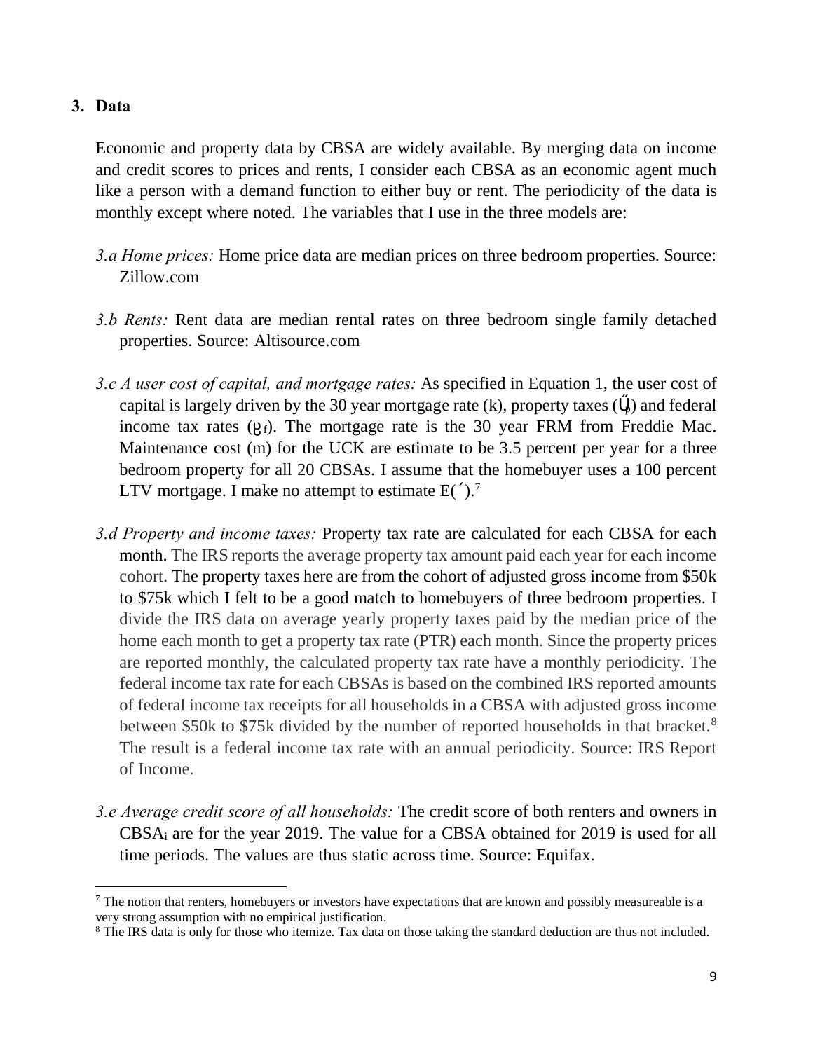## 3. Data

Economic and property data by CBSA are widely available. By merging data on income and credit scores to prices and rents, I consider each CBSA as an economic agent much like a person with a demand function to either buy or rent. The periodicity of the data is monthly except where noted. The variables that I use in the three models are:

*3.a Home prices:* Home price data are median prices on three bedroom properties. Source: Zillow.com

*3.b Rents:* Rent data are median rental rates on three bedroom single family detached properties. Source: Altisource.com

*3.c A user cost of capital, and mortgage rates:* As specified in Equation 1, the user cost of capital is largely driven by the 30 year mortgage rate (k), property taxes ($\tau_p$) and federal income tax rates ($\tau_f$). The mortgage rate is the 30 year FRM from Freddie Mac. Maintenance cost (m) for the UCK are estimate to be 3.5 percent per year for a three bedroom property for all 20 CBSAs. I assume that the homebuyer uses a 100 percent LTV mortgage. I make no attempt to estimate E(´).[7]

*3.d Property and income taxes:* Property tax rate are calculated for each CBSA for each month. The IRS reports the average property tax amount paid each year for each income cohort. The property taxes here are from the cohort of adjusted gross income from $50k to $75k which I felt to be a good match to homebuyers of three bedroom properties. I divide the IRS data on average yearly property taxes paid by the median price of the home each month to get a property tax rate (PTR) each month. Since the property prices are reported monthly, the calculated property tax rate have a monthly periodicity. The federal income tax rate for each CBSAs is based on the combined IRS reported amounts of federal income tax receipts for all households in a CBSA with adjusted gross income between $50k to $75k divided by the number of reported households in that bracket.[8] The result is a federal income tax rate with an annual periodicity. Source: IRS Report of Income.

*3.e Average credit score of all households:* The credit score of both renters and owners in $CBSA_i$ are for the year 2019. The value for a CBSA obtained for 2019 is used for all time periods. The values are thus static across time. Source: Equifax.

[7] The notion that renters, homebuyers or investors have expectations that are known and possibly measureable is a very strong assumption with no empirical justification.

[8] The IRS data is only for those who itemize. Tax data on those taking the standard deduction are thus not included.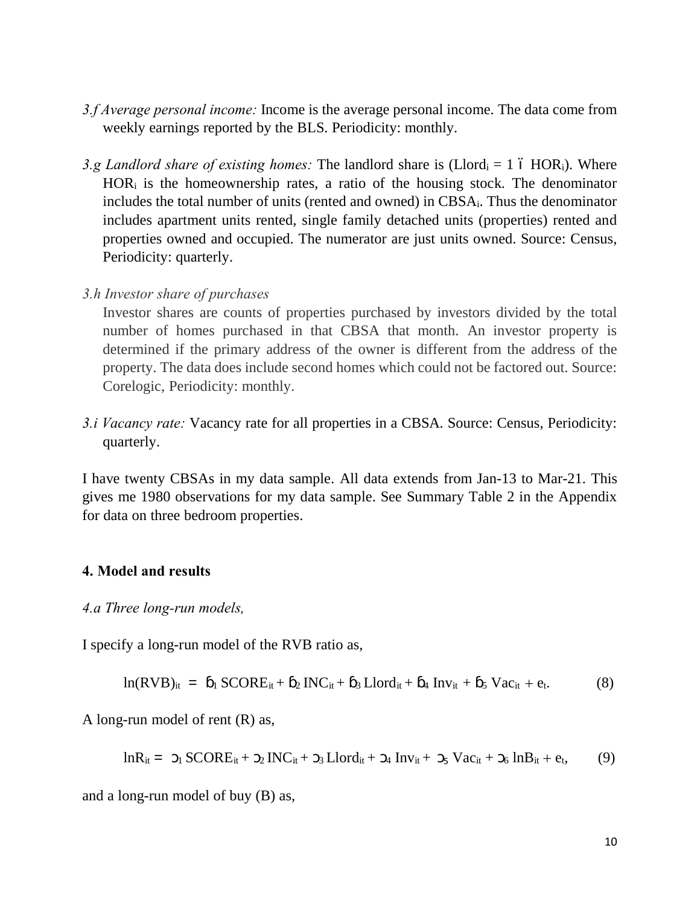*3.f Average personal income:* Income is the average personal income. The data come from weekly earnings reported by the BLS. Periodicity: monthly.

*3.g Landlord share of existing homes:* The landlord share is ($Llord_i = 1 - HOR_i$). Where $HOR_i$ is the homeownership rates, a ratio of the housing stock. The denominator includes the total number of units (rented and owned) in $CBSA_i$. Thus the denominator includes apartment units rented, single family detached units (properties) rented and properties owned and occupied. The numerator are just units owned. Source: Census, Periodicity: quarterly.

*3.h Investor share of purchases*

Investor shares are counts of properties purchased by investors divided by the total number of homes purchased in that CBSA that month. An investor property is determined if the primary address of the owner is different from the address of the property. The data does include second homes which could not be factored out. Source: Corelogic, Periodicity: monthly.

*3.i Vacancy rate:* Vacancy rate for all properties in a CBSA. Source: Census, Periodicity: quarterly.

I have twenty CBSAs in my data sample. All data extends from Jan-13 to Mar-21. This gives me 1980 observations for my data sample. See Summary Table 2 in the Appendix for data on three bedroom properties.

## 4. Model and results

*4.a Three long-run models,*

I specify a long-run model of the RVB ratio as,

$$\ln(RVB)_{it} = \beta_1 SCORE_{it} + \beta_2 INC_{it} + \beta_3 Llord_{it} + \beta_4 Inv_{it} + \beta_5 Vac_{it} + e_t. \quad (8)$$

A long-run model of rent (R) as,

$$\ln R_{it} = \gamma_1 SCORE_{it} + \gamma_2 INC_{it} + \gamma_3 Llord_{it} + \gamma_4 Inv_{it} + \gamma_5 Vac_{it} + \gamma_6 \ln B_{it} + e_t, \quad (9)$$

and a long-run model of buy (B) as,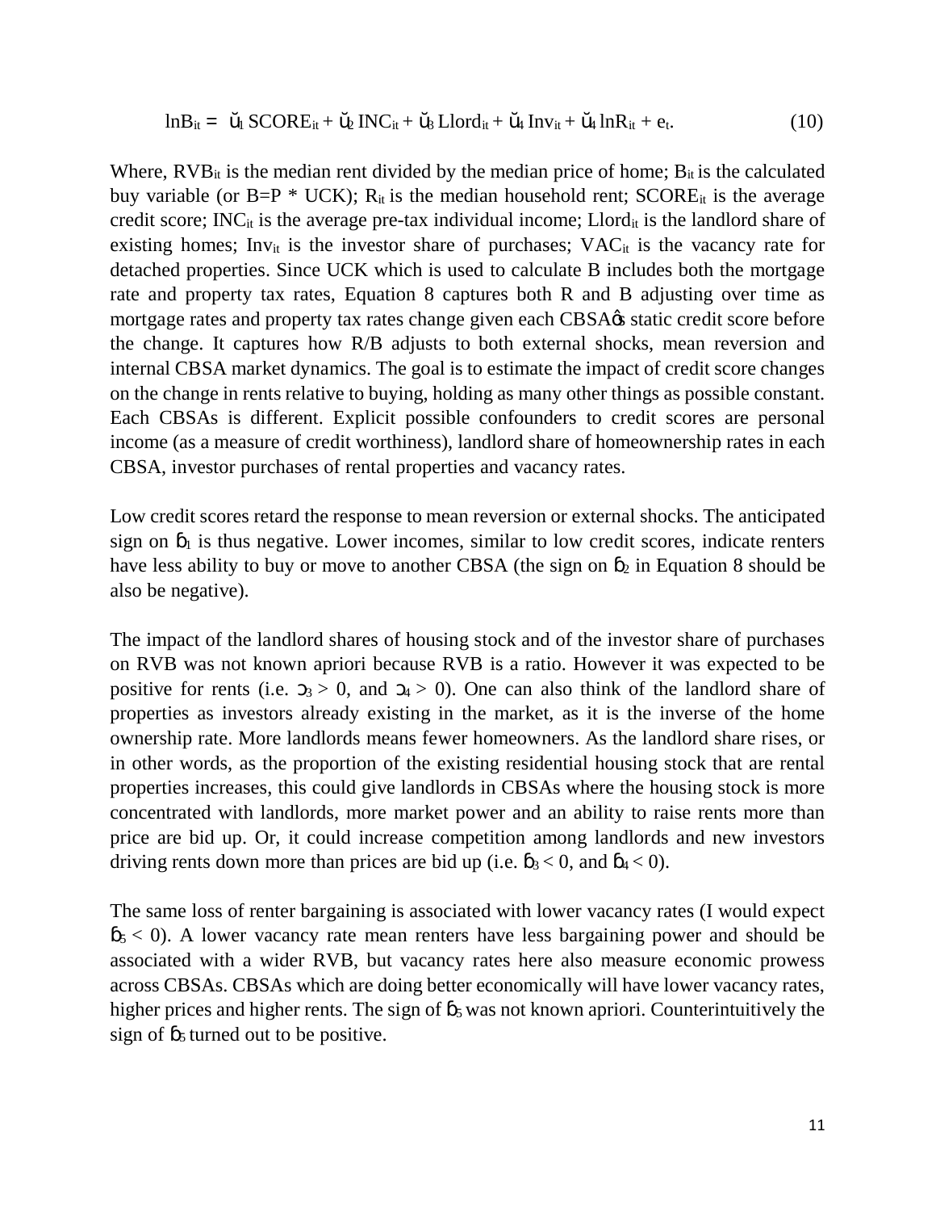$$\ln B_{it} = \gamma_1 \, SCORE_{it} + \gamma_2 \, INC_{it} + \gamma_3 \, Llord_{it} + \gamma_4 \, Inv_{it} + \gamma_4 \ln R_{it} + e_t. \tag{10}$$

Where, $RVB_{it}$ is the median rent divided by the median price of home; $B_{it}$ is the calculated buy variable (or B=P * UCK); $R_{it}$ is the median household rent; $SCORE_{it}$ is the average credit score; $INC_{it}$ is the average pre-tax individual income; $Llord_{it}$ is the landlord share of existing homes; $Inv_{it}$ is the investor share of purchases; $VAC_{it}$ is the vacancy rate for detached properties. Since UCK which is used to calculate B includes both the mortgage rate and property tax rates, Equation 8 captures both R and B adjusting over time as mortgage rates and property tax rates change given each CBSA's static credit score before the change. It captures how R/B adjusts to both external shocks, mean reversion and internal CBSA market dynamics. The goal is to estimate the impact of credit score changes on the change in rents relative to buying, holding as many other things as possible constant. Each CBSAs is different. Explicit possible confounders to credit scores are personal income (as a measure of credit worthiness), landlord share of homeownership rates in each CBSA, investor purchases of rental properties and vacancy rates.

Low credit scores retard the response to mean reversion or external shocks. The anticipated sign on $\beta_1$ is thus negative. Lower incomes, similar to low credit scores, indicate renters have less ability to buy or move to another CBSA (the sign on $\beta_2$ in Equation 8 should be also be negative).

The impact of the landlord shares of housing stock and of the investor share of purchases on RVB was not known apriori because RVB is a ratio. However it was expected to be positive for rents (i.e. $\gamma_3 > 0$, and $\gamma_4 > 0$). One can also think of the landlord share of properties as investors already existing in the market, as it is the inverse of the home ownership rate. More landlords means fewer homeowners. As the landlord share rises, or in other words, as the proportion of the existing residential housing stock that are rental properties increases, this could give landlords in CBSAs where the housing stock is more concentrated with landlords, more market power and an ability to raise rents more than price are bid up. Or, it could increase competition among landlords and new investors driving rents down more than prices are bid up (i.e. $\beta_3 < 0$, and $\beta_4 < 0$).

The same loss of renter bargaining is associated with lower vacancy rates (I would expect $\beta_5 < 0$). A lower vacancy rate mean renters have less bargaining power and should be associated with a wider RVB, but vacancy rates here also measure economic prowess across CBSAs. CBSAs which are doing better economically will have lower vacancy rates, higher prices and higher rents. The sign of $\beta_5$ was not known apriori. Counterintuitively the sign of $\beta_5$ turned out to be positive.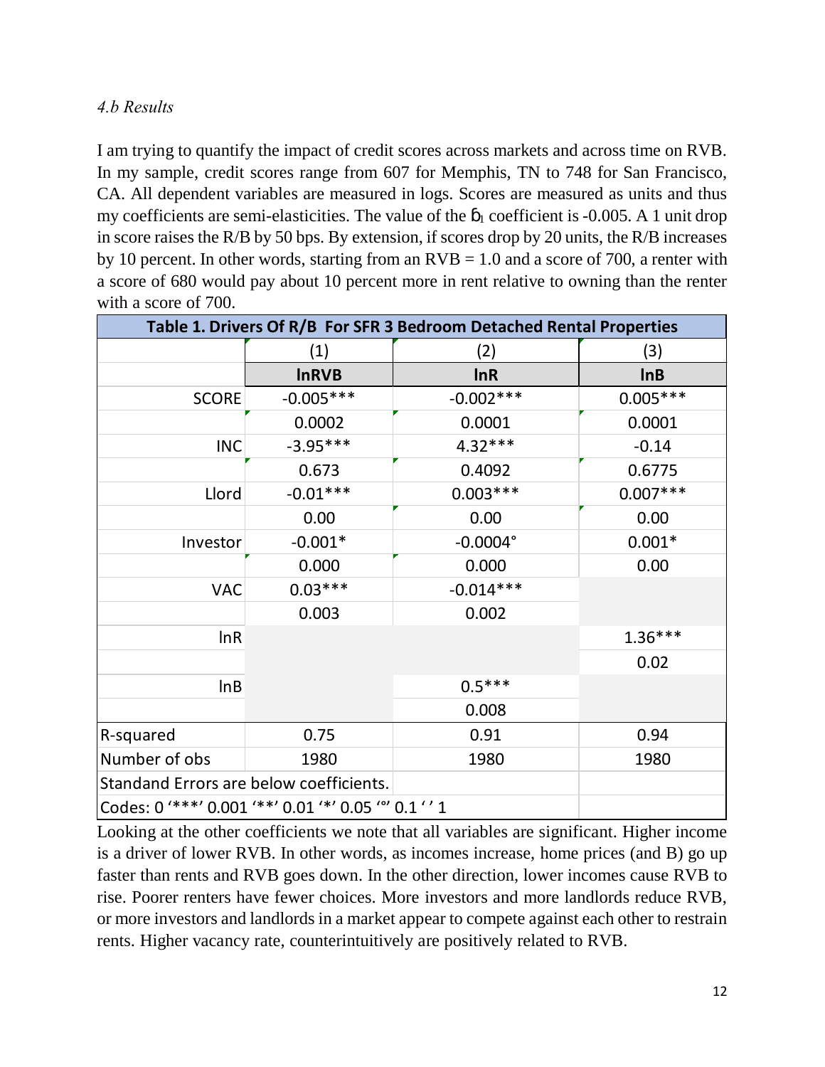*4.b Results*

I am trying to quantify the impact of credit scores across markets and across time on RVB. In my sample, credit scores range from 607 for Memphis, TN to 748 for San Francisco, CA. All dependent variables are measured in logs. Scores are measured as units and thus my coefficients are semi-elasticities. The value of the $\beta_1$ coefficient is -0.005. A 1 unit drop in score raises the R/B by 50 bps. By extension, if scores drop by 20 units, the R/B increases by 10 percent. In other words, starting from an RVB = 1.0 and a score of 700, a renter with a score of 680 would pay about 10 percent more in rent relative to owning than the renter with a score of 700.

| Table 1. Drivers Of R/B For SFR 3 Bedroom Detached Rental Properties | | | |
|---|---|---|---|
| | (1) | (2) | (3) |
| | **lnRVB** | **lnR** | **lnB** |
| SCORE | -0.005*** | -0.002*** | 0.005*** |
| | 0.0002 | 0.0001 | 0.0001 |
| INC | -3.95*** | 4.32*** | -0.14 |
| | 0.673 | 0.4092 | 0.6775 |
| Llord | -0.01*** | 0.003*** | 0.007*** |
| | 0.00 | 0.00 | 0.00 |
| Investor | -0.001* | -0.0004° | 0.001* |
| | 0.000 | 0.000 | 0.00 |
| VAC | 0.03*** | -0.014*** | |
| | 0.003 | 0.002 | |
| lnR | | | 1.36*** |
| | | | 0.02 |
| lnB | | 0.5*** | |
| | | 0.008 | |
| R-squared | 0.75 | 0.91 | 0.94 |
| Number of obs | 1980 | 1980 | 1980 |
| Standand Errors are below coefficients. | | | |
| Codes: 0 '***' 0.001 '**' 0.01 '*' 0.05 '°' 0.1 ' ' 1 | | | |

Looking at the other coefficients we note that all variables are significant. Higher income is a driver of lower RVB. In other words, as incomes increase, home prices (and B) go up faster than rents and RVB goes down. In the other direction, lower incomes cause RVB to rise. Poorer renters have fewer choices. More investors and more landlords reduce RVB, or more investors and landlords in a market appear to compete against each other to restrain rents. Higher vacancy rate, counterintuitively are positively related to RVB.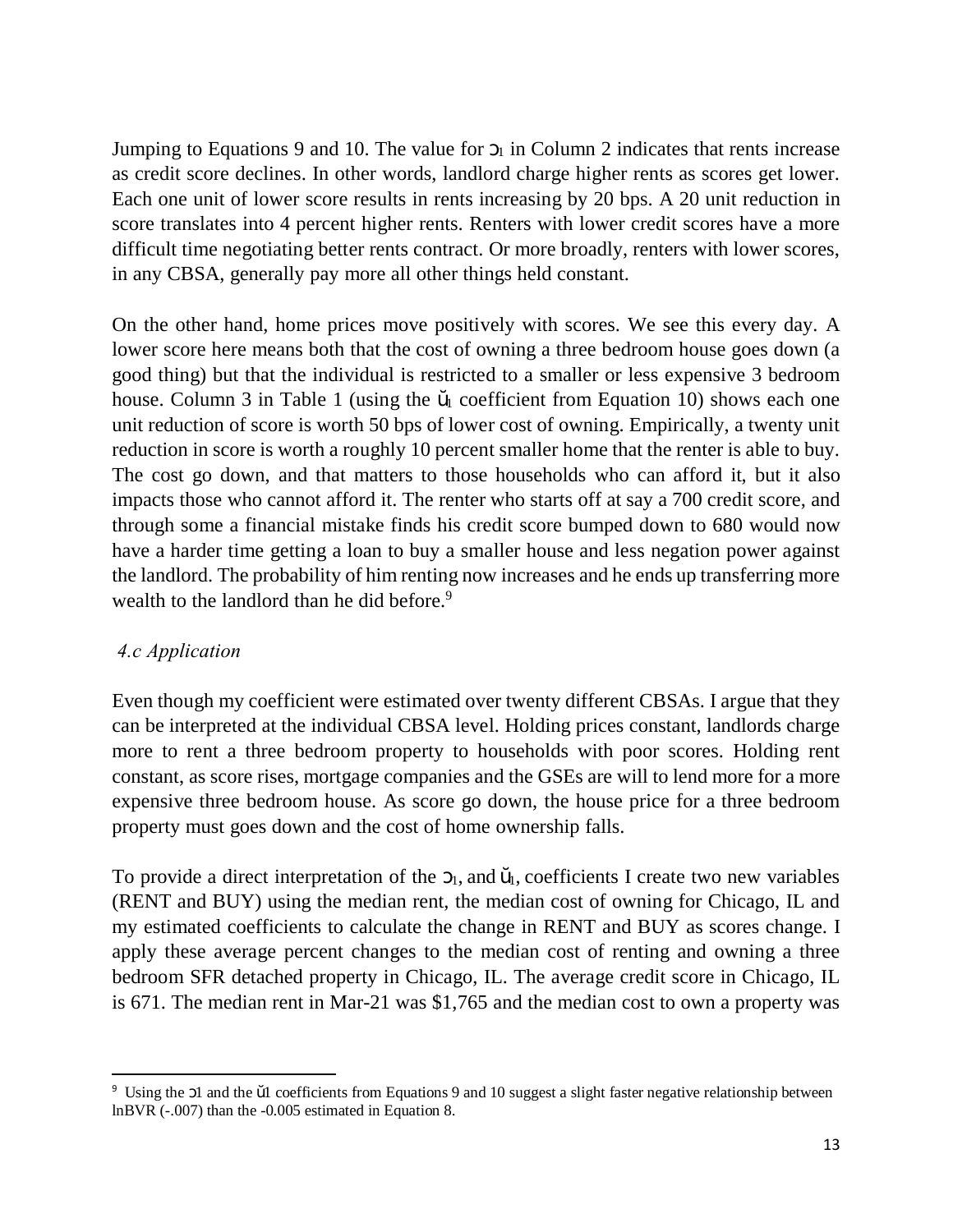Jumping to Equations 9 and 10. The value for $\text{ɔ}_1$ in Column 2 indicates that rents increase as credit score declines. In other words, landlord charge higher rents as scores get lower. Each one unit of lower score results in rents increasing by 20 bps. A 20 unit reduction in score translates into 4 percent higher rents. Renters with lower credit scores have a more difficult time negotiating better rents contract. Or more broadly, renters with lower scores, in any CBSA, generally pay more all other things held constant.

On the other hand, home prices move positively with scores. We see this every day. A lower score here means both that the cost of owning a three bedroom house goes down (a good thing) but that the individual is restricted to a smaller or less expensive 3 bedroom house. Column 3 in Table 1 (using the $\text{ǚ}_1$ coefficient from Equation 10) shows each one unit reduction of score is worth 50 bps of lower cost of owning. Empirically, a twenty unit reduction in score is worth a roughly 10 percent smaller home that the renter is able to buy. The cost go down, and that matters to those households who can afford it, but it also impacts those who cannot afford it. The renter who starts off at say a 700 credit score, and through some a financial mistake finds his credit score bumped down to 680 would now have a harder time getting a loan to buy a smaller house and less negation power against the landlord. The probability of him renting now increases and he ends up transferring more wealth to the landlord than he did before.[9]

### *4.c Application*

Even though my coefficient were estimated over twenty different CBSAs. I argue that they can be interpreted at the individual CBSA level. Holding prices constant, landlords charge more to rent a three bedroom property to households with poor scores. Holding rent constant, as score rises, mortgage companies and the GSEs are will to lend more for a more expensive three bedroom house. As score go down, the house price for a three bedroom property must goes down and the cost of home ownership falls.

To provide a direct interpretation of the $\text{ɔ}_1$, and $\text{ǚ}_1$, coefficients I create two new variables (RENT and BUY) using the median rent, the median cost of owning for Chicago, IL and my estimated coefficients to calculate the change in RENT and BUY as scores change. I apply these average percent changes to the median cost of renting and owning a three bedroom SFR detached property in Chicago, IL. The average credit score in Chicago, IL is 671. The median rent in Mar-21 was $1,765 and the median cost to own a property was

---

[9] Using the $\text{ɔ}1$ and the $\text{ǚ}1$ coefficients from Equations 9 and 10 suggest a slight faster negative relationship between lnBVR (-.007) than the -0.005 estimated in Equation 8.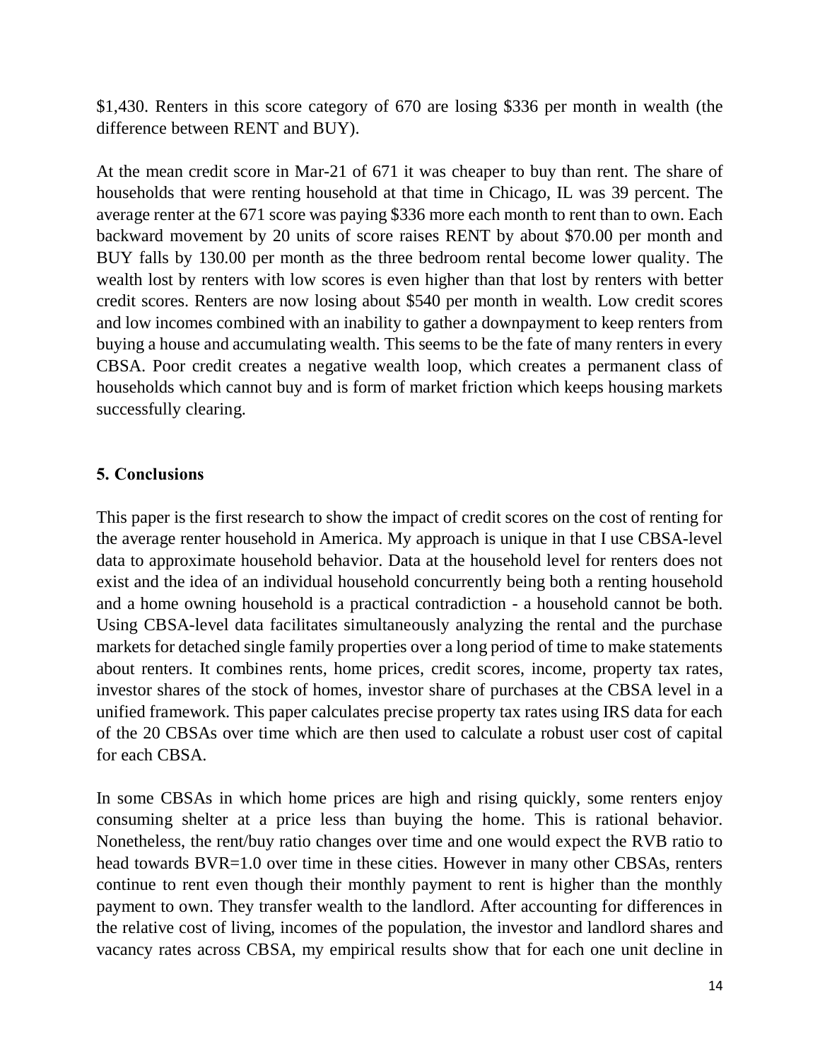$1,430. Renters in this score category of 670 are losing $336 per month in wealth (the difference between RENT and BUY).

At the mean credit score in Mar-21 of 671 it was cheaper to buy than rent. The share of households that were renting household at that time in Chicago, IL was 39 percent. The average renter at the 671 score was paying $336 more each month to rent than to own. Each backward movement by 20 units of score raises RENT by about $70.00 per month and BUY falls by 130.00 per month as the three bedroom rental become lower quality. The wealth lost by renters with low scores is even higher than that lost by renters with better credit scores. Renters are now losing about $540 per month in wealth. Low credit scores and low incomes combined with an inability to gather a downpayment to keep renters from buying a house and accumulating wealth. This seems to be the fate of many renters in every CBSA. Poor credit creates a negative wealth loop, which creates a permanent class of households which cannot buy and is form of market friction which keeps housing markets successfully clearing.

## 5. Conclusions

This paper is the first research to show the impact of credit scores on the cost of renting for the average renter household in America. My approach is unique in that I use CBSA-level data to approximate household behavior. Data at the household level for renters does not exist and the idea of an individual household concurrently being both a renting household and a home owning household is a practical contradiction - a household cannot be both. Using CBSA-level data facilitates simultaneously analyzing the rental and the purchase markets for detached single family properties over a long period of time to make statements about renters. It combines rents, home prices, credit scores, income, property tax rates, investor shares of the stock of homes, investor share of purchases at the CBSA level in a unified framework. This paper calculates precise property tax rates using IRS data for each of the 20 CBSAs over time which are then used to calculate a robust user cost of capital for each CBSA.

In some CBSAs in which home prices are high and rising quickly, some renters enjoy consuming shelter at a price less than buying the home. This is rational behavior. Nonetheless, the rent/buy ratio changes over time and one would expect the RVB ratio to head towards BVR=1.0 over time in these cities. However in many other CBSAs, renters continue to rent even though their monthly payment to rent is higher than the monthly payment to own. They transfer wealth to the landlord. After accounting for differences in the relative cost of living, incomes of the population, the investor and landlord shares and vacancy rates across CBSA, my empirical results show that for each one unit decline in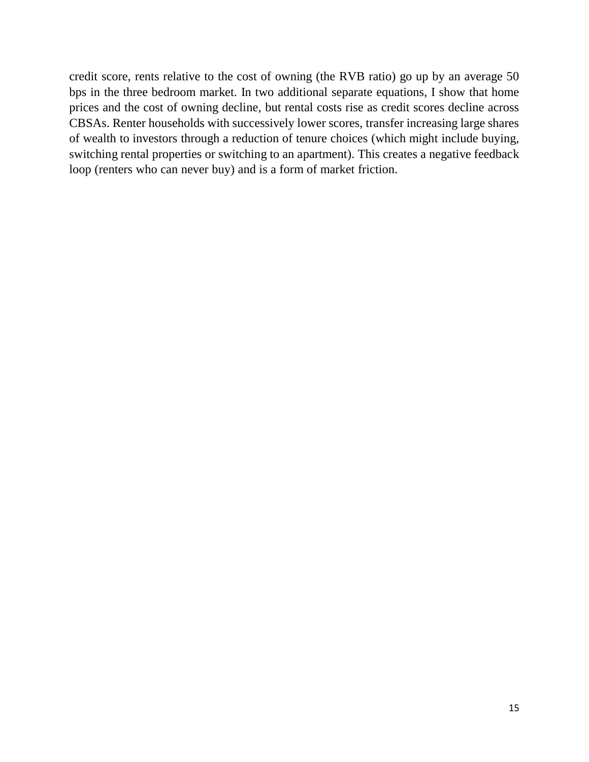credit score, rents relative to the cost of owning (the RVB ratio) go up by an average 50 bps in the three bedroom market. In two additional separate equations, I show that home prices and the cost of owning decline, but rental costs rise as credit scores decline across CBSAs. Renter households with successively lower scores, transfer increasing large shares of wealth to investors through a reduction of tenure choices (which might include buying, switching rental properties or switching to an apartment). This creates a negative feedback loop (renters who can never buy) and is a form of market friction.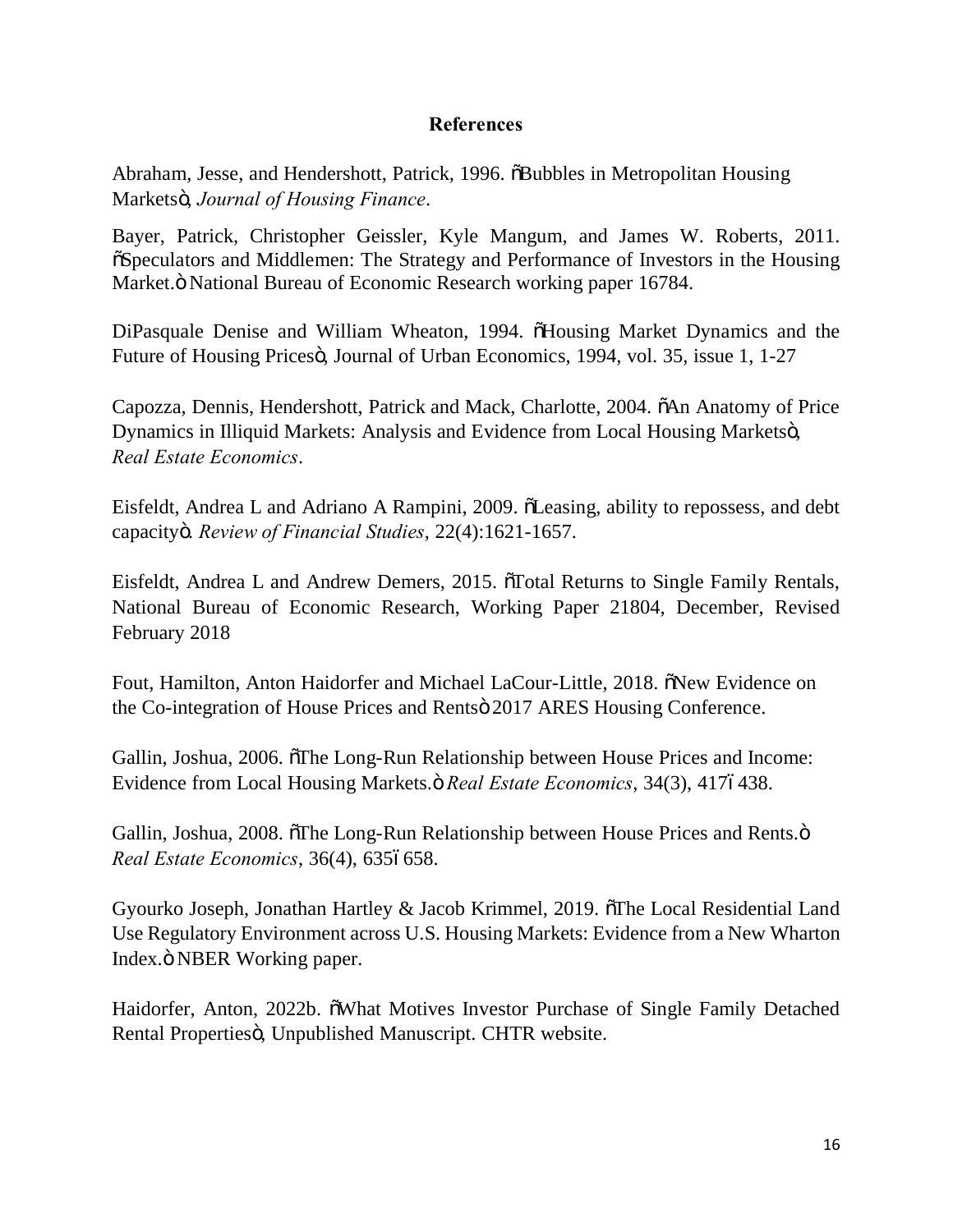## References

Abraham, Jesse, and Hendershott, Patrick, 1996. "Bubbles in Metropolitan Housing Markets", *Journal of Housing Finance*.

Bayer, Patrick, Christopher Geissler, Kyle Mangum, and James W. Roberts, 2011. "Speculators and Middlemen: The Strategy and Performance of Investors in the Housing Market." National Bureau of Economic Research working paper 16784.

DiPasquale Denise and William Wheaton, 1994. "Housing Market Dynamics and the Future of Housing Prices", Journal of Urban Economics, 1994, vol. 35, issue 1, 1-27

Capozza, Dennis, Hendershott, Patrick and Mack, Charlotte, 2004. "An Anatomy of Price Dynamics in Illiquid Markets: Analysis and Evidence from Local Housing Markets", *Real Estate Economics*.

Eisfeldt, Andrea L and Adriano A Rampini, 2009. "Leasing, ability to repossess, and debt capacity". *Review of Financial Studies*, 22(4):1621-1657.

Eisfeldt, Andrea L and Andrew Demers, 2015. "Total Returns to Single Family Rentals, National Bureau of Economic Research, Working Paper 21804, December, Revised February 2018

Fout, Hamilton, Anton Haidorfer and Michael LaCour-Little, 2018. "New Evidence on the Co-integration of House Prices and Rents" 2017 ARES Housing Conference.

Gallin, Joshua, 2006. "The Long-Run Relationship between House Prices and Income: Evidence from Local Housing Markets." *Real Estate Economics*, 34(3), 417–438.

Gallin, Joshua, 2008. "The Long-Run Relationship between House Prices and Rents." *Real Estate Economics*, 36(4), 635–658.

Gyourko Joseph, Jonathan Hartley & Jacob Krimmel, 2019. "The Local Residential Land Use Regulatory Environment across U.S. Housing Markets: Evidence from a New Wharton Index." NBER Working paper.

Haidorfer, Anton, 2022b. "What Motives Investor Purchase of Single Family Detached Rental Properties", Unpublished Manuscript. CHTR website.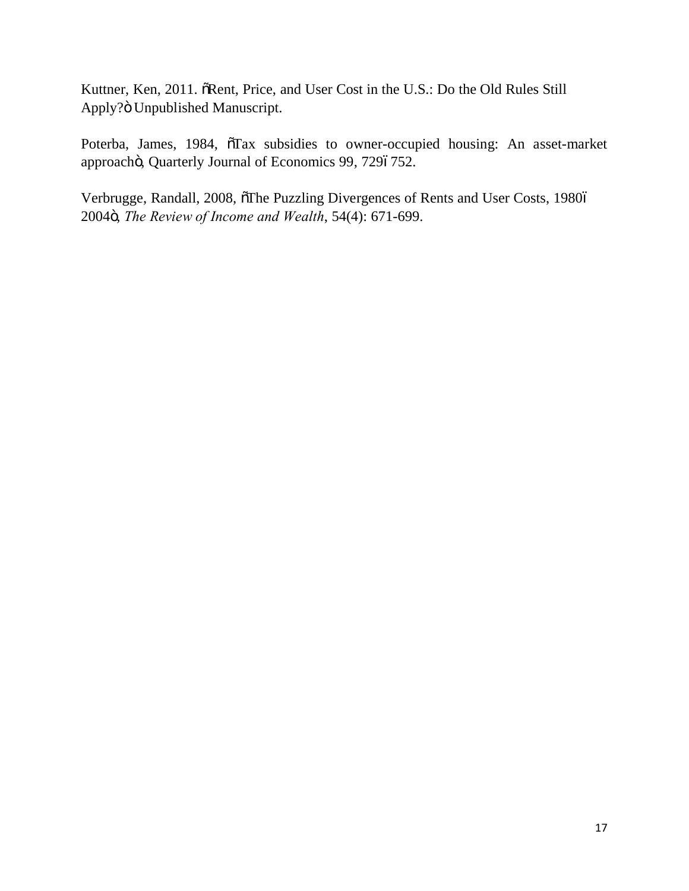Kuttner, Ken, 2011. õRent, Price, and User Cost in the U.S.: Do the Old Rules Still Apply?ö Unpublished Manuscript.

Poterba, James, 1984, õTax subsidies to owner-occupied housing: An asset-market approachö, Quarterly Journal of Economics 99, 729ï752.

Verbrugge, Randall, 2008, õThe Puzzling Divergences of Rents and User Costs, 1980ï2004ö, *The Review of Income and Wealth*, 54(4): 671-699.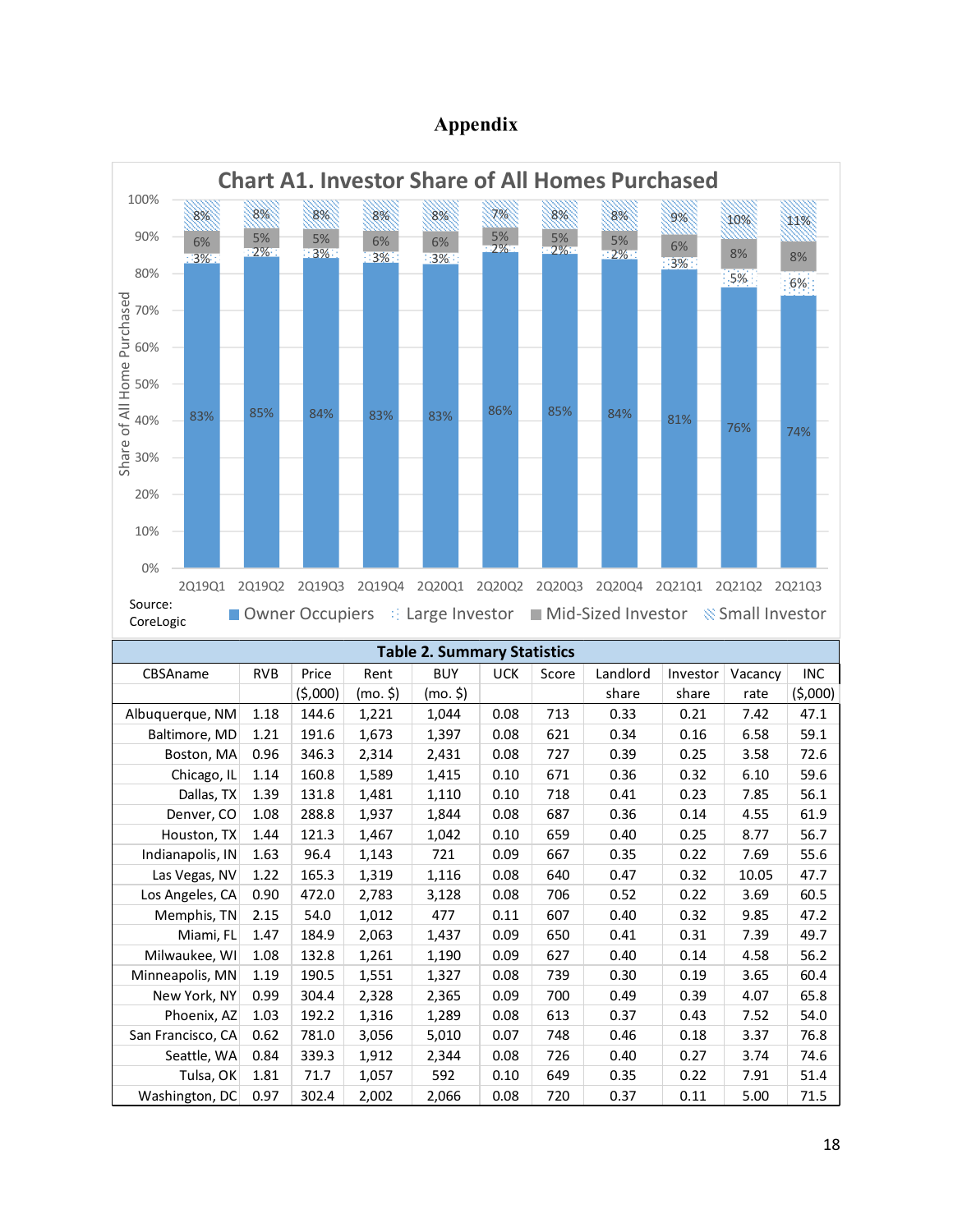# Appendix

Chart A1. Investor Share of All Homes Purchased

100%
90%
80%
70%
60%
50%
40%
30%
20%
10%
0%

Share of All Home Purchased

2Q19Q1: 83%, 3%, 6%, 8%
2Q19Q2: 85%, 2%, 5%, 8%
2Q19Q3: 84%, 3%, 5%, 8%
2Q19Q4: 83%, 3%, 6%, 8%
2Q20Q1: 83%, 3%, 6%, 8%
2Q20Q2: 86%, 2%, 5%, 7%
2Q20Q3: 85%, 2%, 5%, 8%
2Q20Q4: 84%, 2%, 5%, 8%
2Q21Q1: 81%, 3%, 6%, 9%
2Q21Q2: 76%, 5%, 8%, 10%
2Q21Q3: 74%, 6%, 8%, 11%

Source: CoreLogic

Owner Occupiers | Large Investor | Mid-Sized Investor | Small Investor

**Table 2. Summary Statistics**

| CBSAname | RVB | Price ($,000) | Rent (mo. $) | BUY (mo. $) | UCK | Score | Landlord share | Investor share | Vacancy rate | INC ($,000) |
|---|---|---|---|---|---|---|---|---|---|---|
| Albuquerque, NM | 1.18 | 144.6 | 1,221 | 1,044 | 0.08 | 713 | 0.33 | 0.21 | 7.42 | 47.1 |
| Baltimore, MD | 1.21 | 191.6 | 1,673 | 1,397 | 0.08 | 621 | 0.34 | 0.16 | 6.58 | 59.1 |
| Boston, MA | 0.96 | 346.3 | 2,314 | 2,431 | 0.08 | 727 | 0.39 | 0.25 | 3.58 | 72.6 |
| Chicago, IL | 1.14 | 160.8 | 1,589 | 1,415 | 0.10 | 671 | 0.36 | 0.32 | 6.10 | 59.6 |
| Dallas, TX | 1.39 | 131.8 | 1,481 | 1,110 | 0.10 | 718 | 0.41 | 0.23 | 7.85 | 56.1 |
| Denver, CO | 1.08 | 288.8 | 1,937 | 1,844 | 0.08 | 687 | 0.36 | 0.14 | 4.55 | 61.9 |
| Houston, TX | 1.44 | 121.3 | 1,467 | 1,042 | 0.10 | 659 | 0.40 | 0.25 | 8.77 | 56.7 |
| Indianapolis, IN | 1.63 | 96.4 | 1,143 | 721 | 0.09 | 667 | 0.35 | 0.22 | 7.69 | 55.6 |
| Las Vegas, NV | 1.22 | 165.3 | 1,319 | 1,116 | 0.08 | 640 | 0.47 | 0.32 | 10.05 | 47.7 |
| Los Angeles, CA | 0.90 | 472.0 | 2,783 | 3,128 | 0.08 | 706 | 0.52 | 0.22 | 3.69 | 60.5 |
| Memphis, TN | 2.15 | 54.0 | 1,012 | 477 | 0.11 | 607 | 0.40 | 0.32 | 9.85 | 47.2 |
| Miami, FL | 1.47 | 184.9 | 2,063 | 1,437 | 0.09 | 650 | 0.41 | 0.31 | 7.39 | 49.7 |
| Milwaukee, WI | 1.08 | 132.8 | 1,261 | 1,190 | 0.09 | 627 | 0.40 | 0.14 | 4.58 | 56.2 |
| Minneapolis, MN | 1.19 | 190.5 | 1,551 | 1,327 | 0.08 | 739 | 0.30 | 0.19 | 3.65 | 60.4 |
| New York, NY | 0.99 | 304.4 | 2,328 | 2,365 | 0.09 | 700 | 0.49 | 0.39 | 4.07 | 65.8 |
| Phoenix, AZ | 1.03 | 192.2 | 1,316 | 1,289 | 0.08 | 613 | 0.37 | 0.43 | 7.52 | 54.0 |
| San Francisco, CA | 0.62 | 781.0 | 3,056 | 5,010 | 0.07 | 748 | 0.46 | 0.18 | 3.37 | 76.8 |
| Seattle, WA | 0.84 | 339.3 | 1,912 | 2,344 | 0.08 | 726 | 0.40 | 0.27 | 3.74 | 74.6 |
| Tulsa, OK | 1.81 | 71.7 | 1,057 | 592 | 0.10 | 649 | 0.35 | 0.22 | 7.91 | 51.4 |
| Washington, DC | 0.97 | 302.4 | 2,002 | 2,066 | 0.08 | 720 | 0.37 | 0.11 | 5.00 | 71.5 |